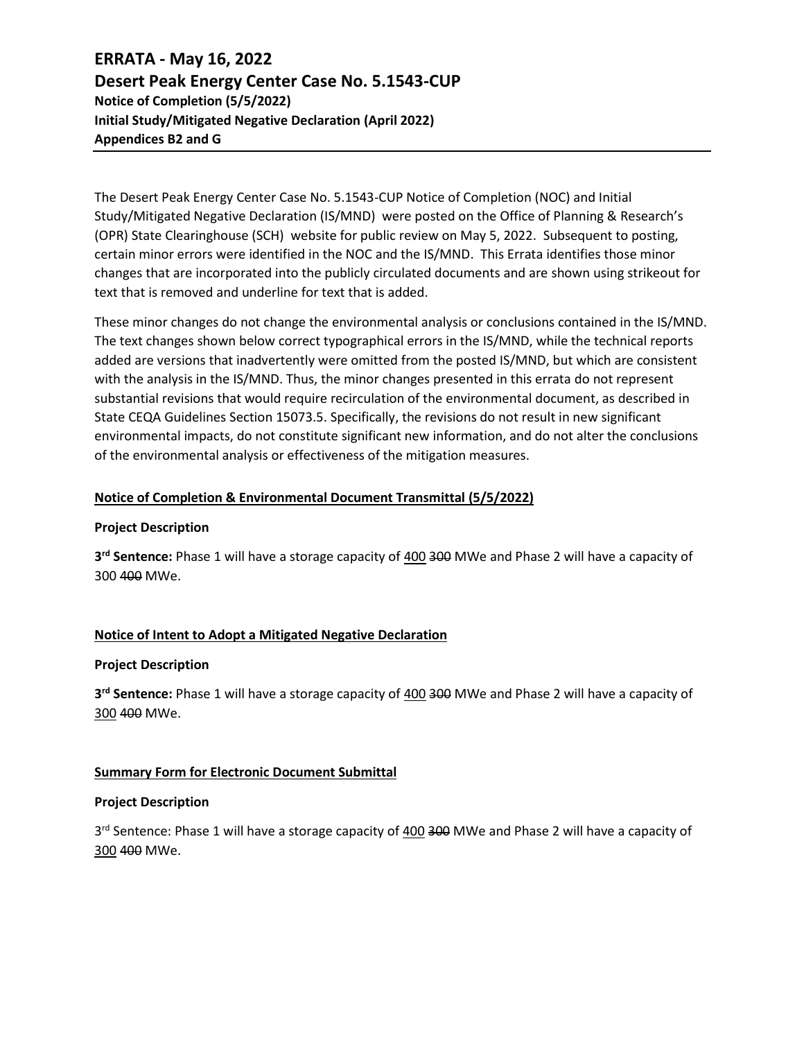# ERRATA - May 16, 2022

## Desert Peak Energy Center Case No. 5.1543-CUP

**Notice of Completion (5/5/2022)**
**Initial Study/Mitigated Negative Declaration (April 2022)**
**Appendices B2 and G**

---

The Desert Peak Energy Center Case No. 5.1543-CUP Notice of Completion (NOC) and Initial Study/Mitigated Negative Declaration (IS/MND) were posted on the Office of Planning & Research's (OPR) State Clearinghouse (SCH) website for public review on May 5, 2022. Subsequent to posting, certain minor errors were identified in the NOC and the IS/MND. This Errata identifies those minor changes that are incorporated into the publicly circulated documents and are shown using strikeout for text that is removed and underline for text that is added.

These minor changes do not change the environmental analysis or conclusions contained in the IS/MND. The text changes shown below correct typographical errors in the IS/MND, while the technical reports added are versions that inadvertently were omitted from the posted IS/MND, but which are consistent with the analysis in the IS/MND. Thus, the minor changes presented in this errata do not represent substantial revisions that would require recirculation of the environmental document, as described in State CEQA Guidelines Section 15073.5. Specifically, the revisions do not result in new significant environmental impacts, do not constitute significant new information, and do not alter the conclusions of the environmental analysis or effectiveness of the mitigation measures.

### <u>Notice of Completion & Environmental Document Transmittal (5/5/2022)</u>

**Project Description**

**3rd Sentence:** Phase 1 will have a storage capacity of <u>400</u> ~~300~~ MWe and Phase 2 will have a capacity of 300 ~~400~~ MWe.

### <u>Notice of Intent to Adopt a Mitigated Negative Declaration</u>

**Project Description**

**3rd Sentence:** Phase 1 will have a storage capacity of <u>400</u> ~~300~~ MWe and Phase 2 will have a capacity of <u>300</u> ~~400~~ MWe.

### <u>Summary Form for Electronic Document Submittal</u>

**Project Description**

3rd Sentence: Phase 1 will have a storage capacity of <u>400</u> ~~300~~ MWe and Phase 2 will have a capacity of <u>300</u> ~~400~~ MWe.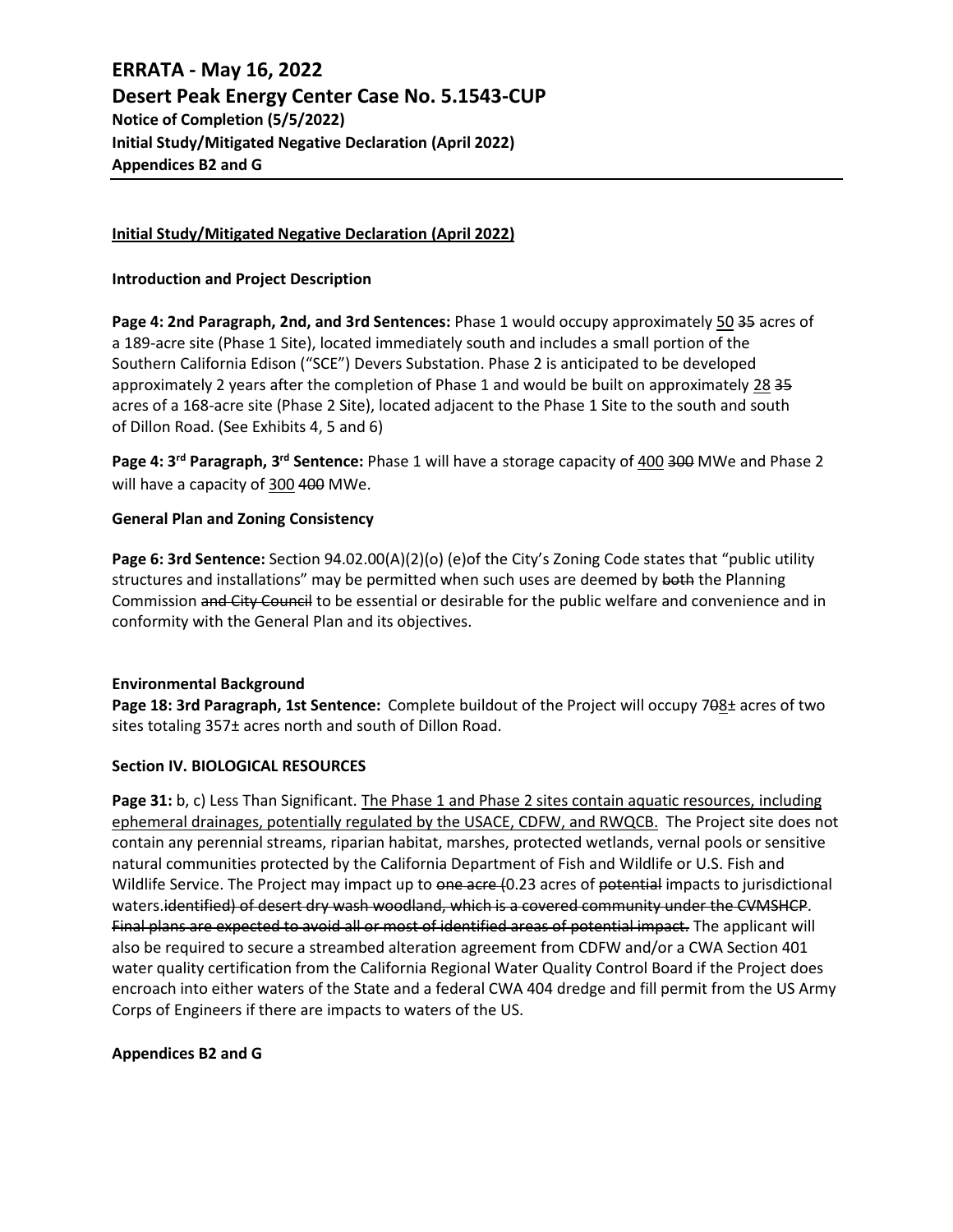# ERRATA - May 16, 2022

## Desert Peak Energy Center Case No. 5.1543-CUP

**Notice of Completion (5/5/2022)**
**Initial Study/Mitigated Negative Declaration (April 2022)**
**Appendices B2 and G**

---

**<u>Initial Study/Mitigated Negative Declaration (April 2022)</u>**

**Introduction and Project Description**

**Page 4: 2nd Paragraph, 2nd, and 3rd Sentences:** Phase 1 would occupy approximately <u>50</u> ~~35~~ acres of a 189-acre site (Phase 1 Site), located immediately south and includes a small portion of the Southern California Edison ("SCE") Devers Substation. Phase 2 is anticipated to be developed approximately 2 years after the completion of Phase 1 and would be built on approximately <u>28</u> ~~35~~ acres of a 168-acre site (Phase 2 Site), located adjacent to the Phase 1 Site to the south and south of Dillon Road. (See Exhibits 4, 5 and 6)

**Page 4: 3rd Paragraph, 3rd Sentence:** Phase 1 will have a storage capacity of <u>400</u> ~~300~~ MWe and Phase 2 will have a capacity of <u>300</u> ~~400~~ MWe.

**General Plan and Zoning Consistency**

**Page 6: 3rd Sentence:** Section 94.02.00(A)(2)(o) (e)of the City's Zoning Code states that "public utility structures and installations" may be permitted when such uses are deemed by ~~both~~ the Planning Commission ~~and City Council~~ to be essential or desirable for the public welfare and convenience and in conformity with the General Plan and its objectives.

**Environmental Background**

**Page 18: 3rd Paragraph, 1st Sentence:** Complete buildout of the Project will occupy 7~~0~~<u>8</u>± acres of two sites totaling 357± acres north and south of Dillon Road.

**Section IV. BIOLOGICAL RESOURCES**

**Page 31:** b, c) Less Than Significant. <u>The Phase 1 and Phase 2 sites contain aquatic resources, including ephemeral drainages, potentially regulated by the USACE, CDFW, and RWQCB.</u> The Project site does not contain any perennial streams, riparian habitat, marshes, protected wetlands, vernal pools or sensitive natural communities protected by the California Department of Fish and Wildlife or U.S. Fish and Wildlife Service. The Project may impact up to ~~one acre (~~0.23 acres of ~~potential~~ impacts to jurisdictional waters.~~identified) of desert dry wash woodland, which is a covered community under the CVMSHCP~~. ~~Final plans are expected to avoid all or most of identified areas of potential impact.~~ The applicant will also be required to secure a streambed alteration agreement from CDFW and/or a CWA Section 401 water quality certification from the California Regional Water Quality Control Board if the Project does encroach into either waters of the State and a federal CWA 404 dredge and fill permit from the US Army Corps of Engineers if there are impacts to waters of the US.

**Appendices B2 and G**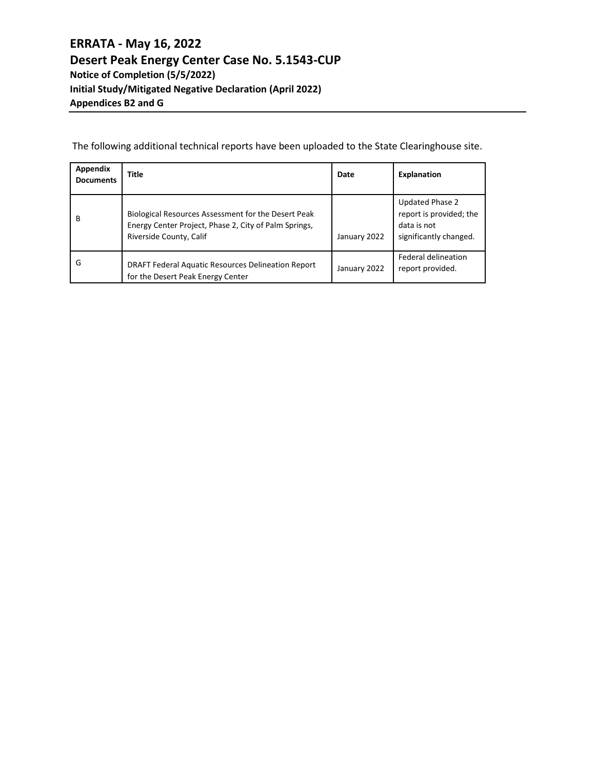# ERRATA - May 16, 2022

## Desert Peak Energy Center Case No. 5.1543-CUP

### Notice of Completion (5/5/2022)

### Initial Study/Mitigated Negative Declaration (April 2022)

### Appendices B2 and G

The following additional technical reports have been uploaded to the State Clearinghouse site.

| Appendix Documents | Title | Date | Explanation |
|---|---|---|---|
| B | Biological Resources Assessment for the Desert Peak Energy Center Project, Phase 2, City of Palm Springs, Riverside County, Calif | January 2022 | Updated Phase 2 report is provided; the data is not significantly changed. |
| G | DRAFT Federal Aquatic Resources Delineation Report for the Desert Peak Energy Center | January 2022 | Federal delineation report provided. |